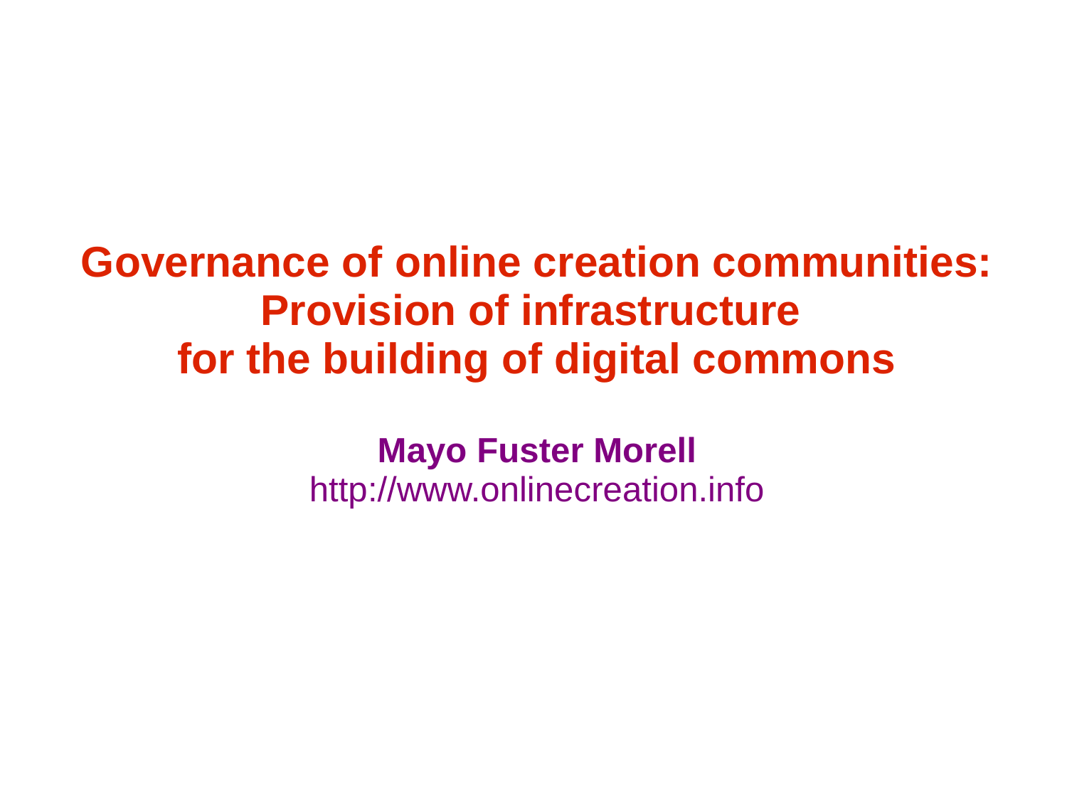# Governance of online creation communities: Provision of infrastructure for the building of digital commons

**Mayo Fuster Morell**

http://www.onlinecreation.info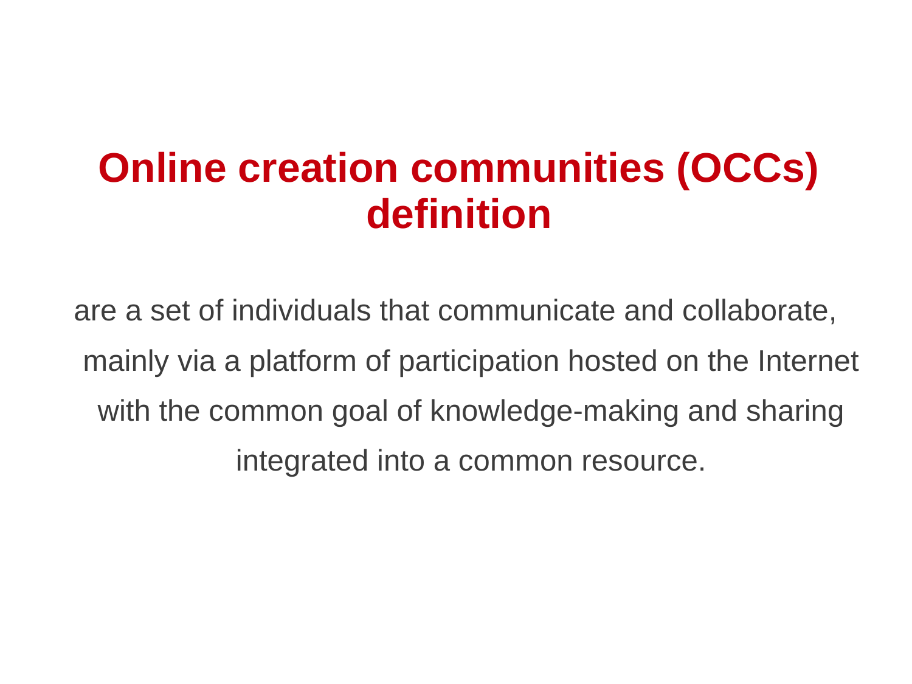# Online creation communities (OCCs) definition

are a set of individuals that communicate and collaborate, mainly via a platform of participation hosted on the Internet with the common goal of knowledge-making and sharing integrated into a common resource.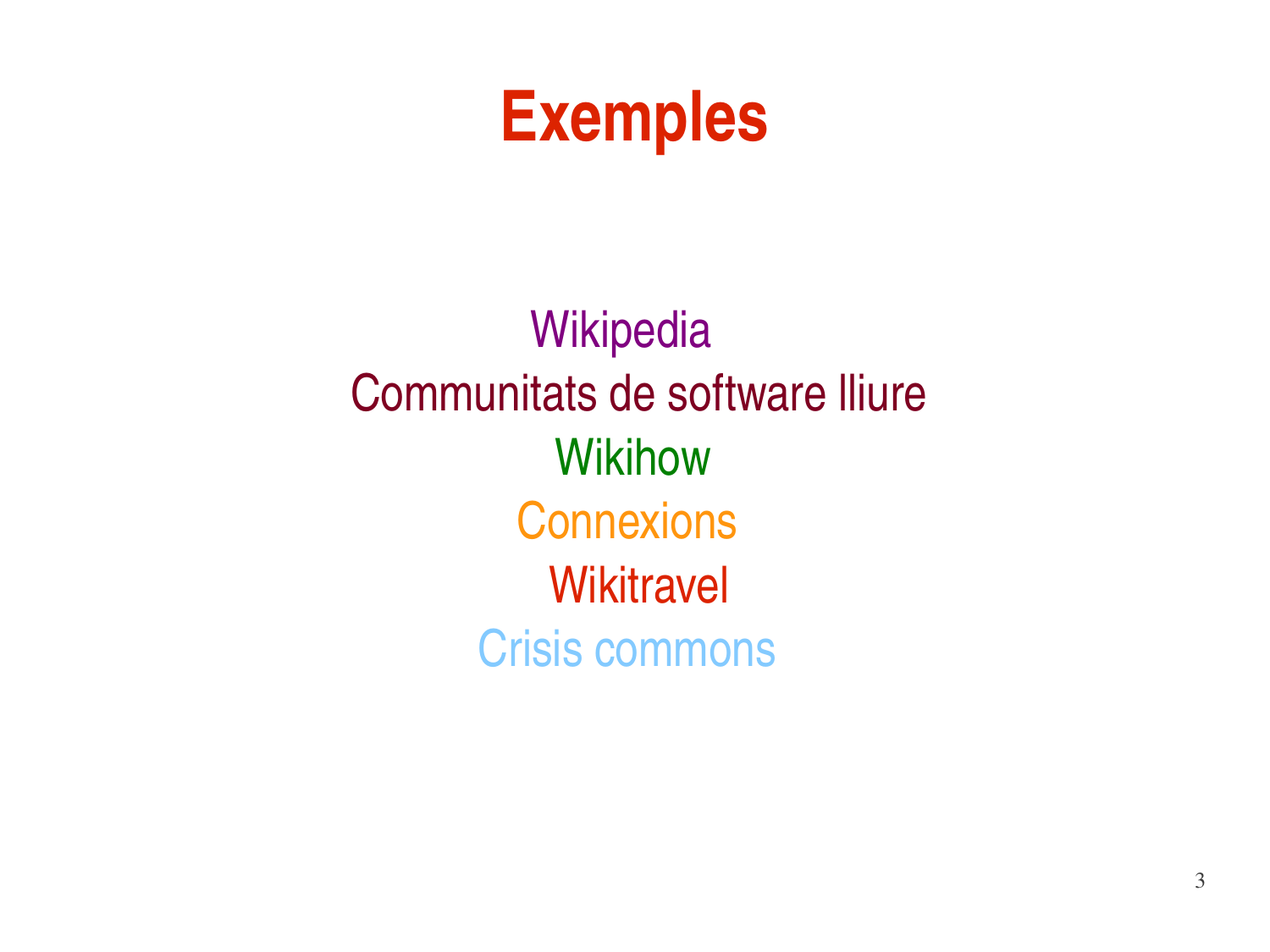# Exemples

Wikipedia

Communitats de software lliure

Wikihow

Connexions

Wikitravel

Crisis commons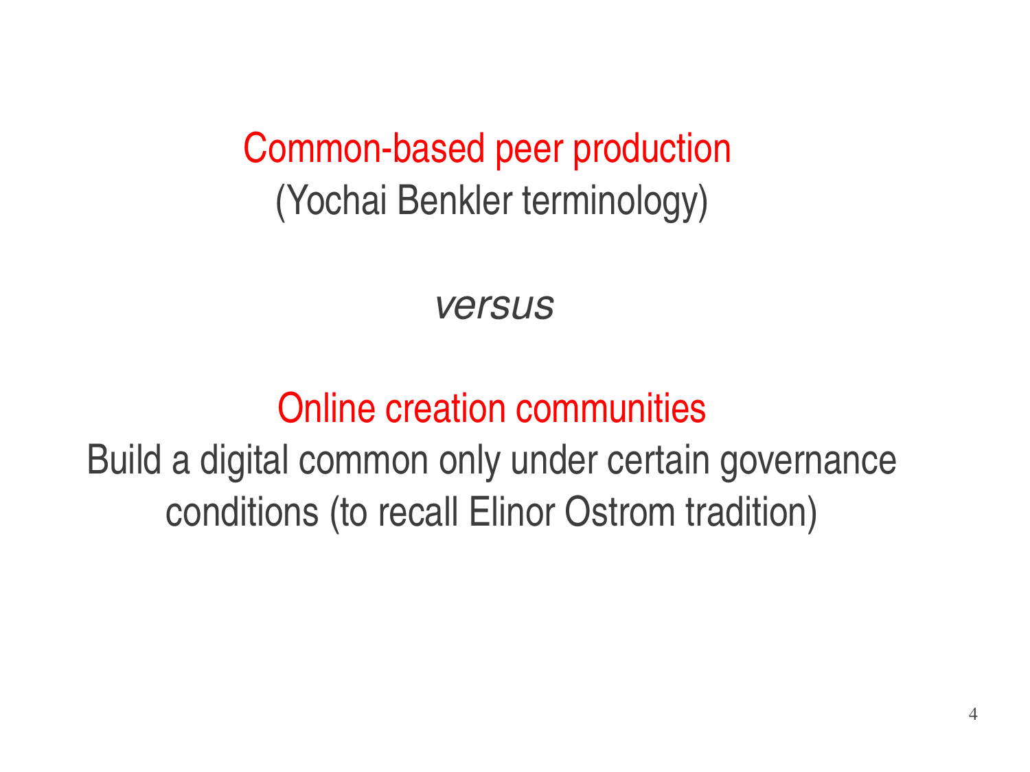**Common-based peer production**

(Yochai Benkler terminology)

*versus*

**Online creation communities**

Build a digital common only under certain governance conditions (to recall Elinor Ostrom tradition)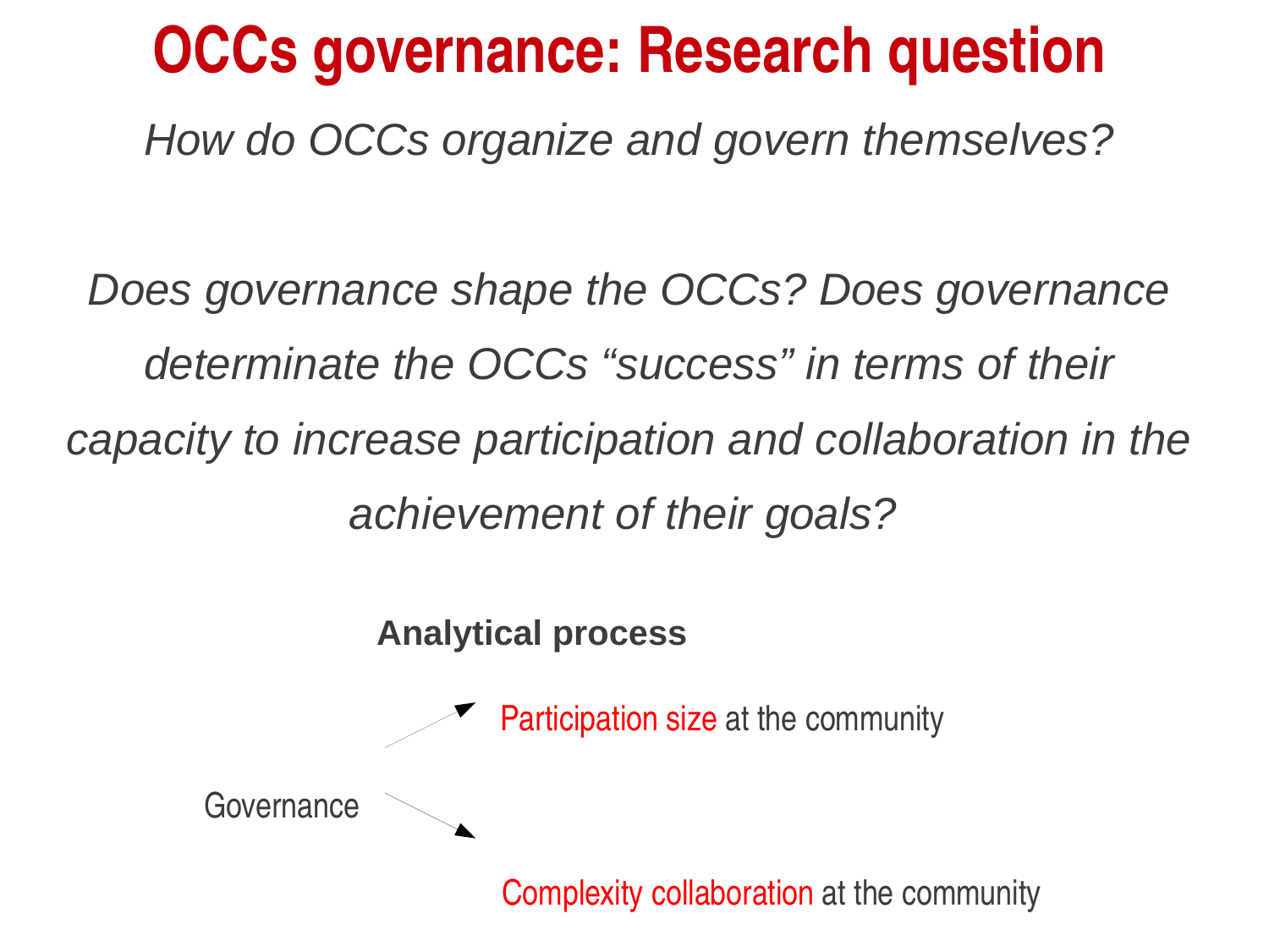# OCCs governance: Research question

*How do OCCs organize and govern themselves?*

*Does governance shape the OCCs? Does governance determinate the OCCs "success" in terms of their capacity to increase participation and collaboration in the achievement of their goals?*

**Analytical process**

Governance → Participation size at the community

Governance → Complexity collaboration at the community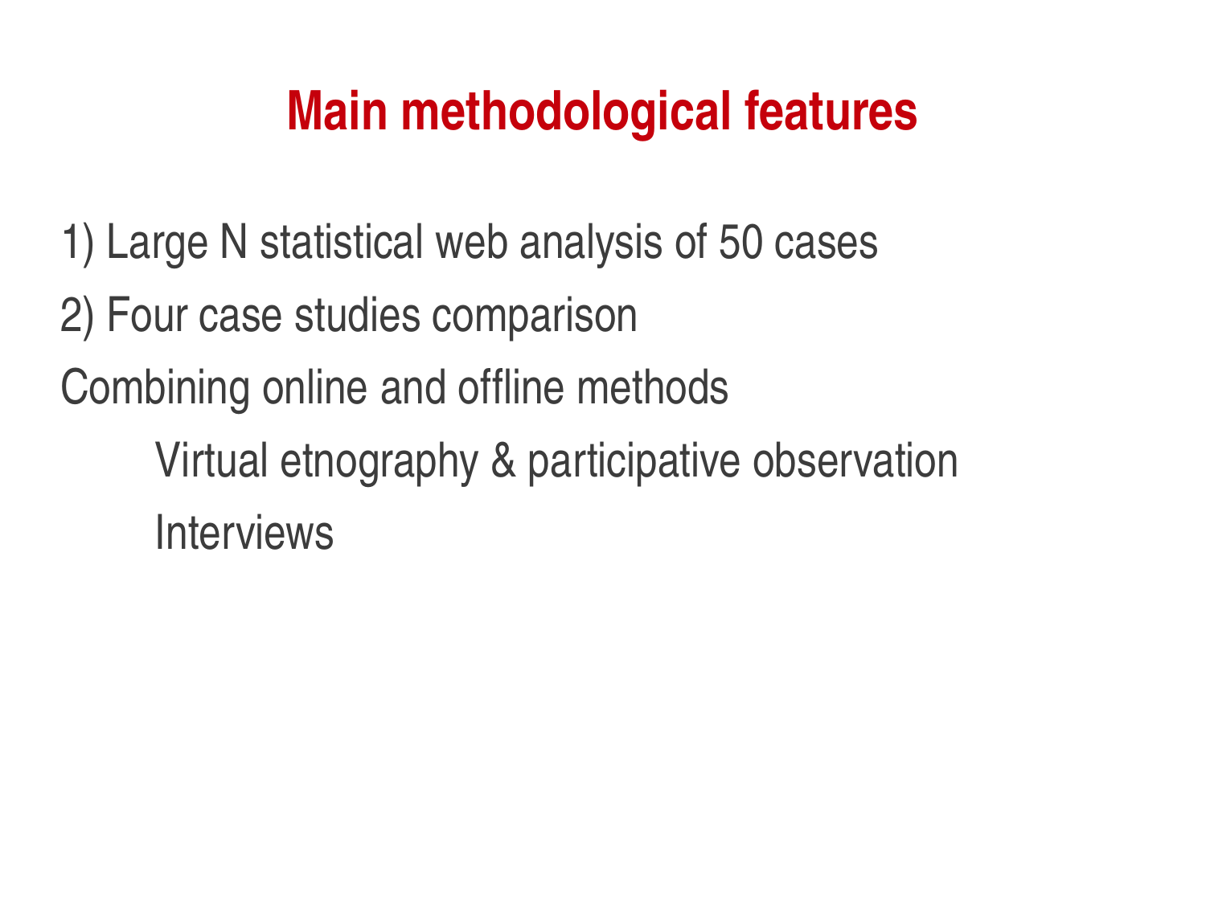# Main methodological features

1) Large N statistical web analysis of 50 cases

2) Four case studies comparison

Combining online and offline methods

- Virtual etnography & participative observation
- Interviews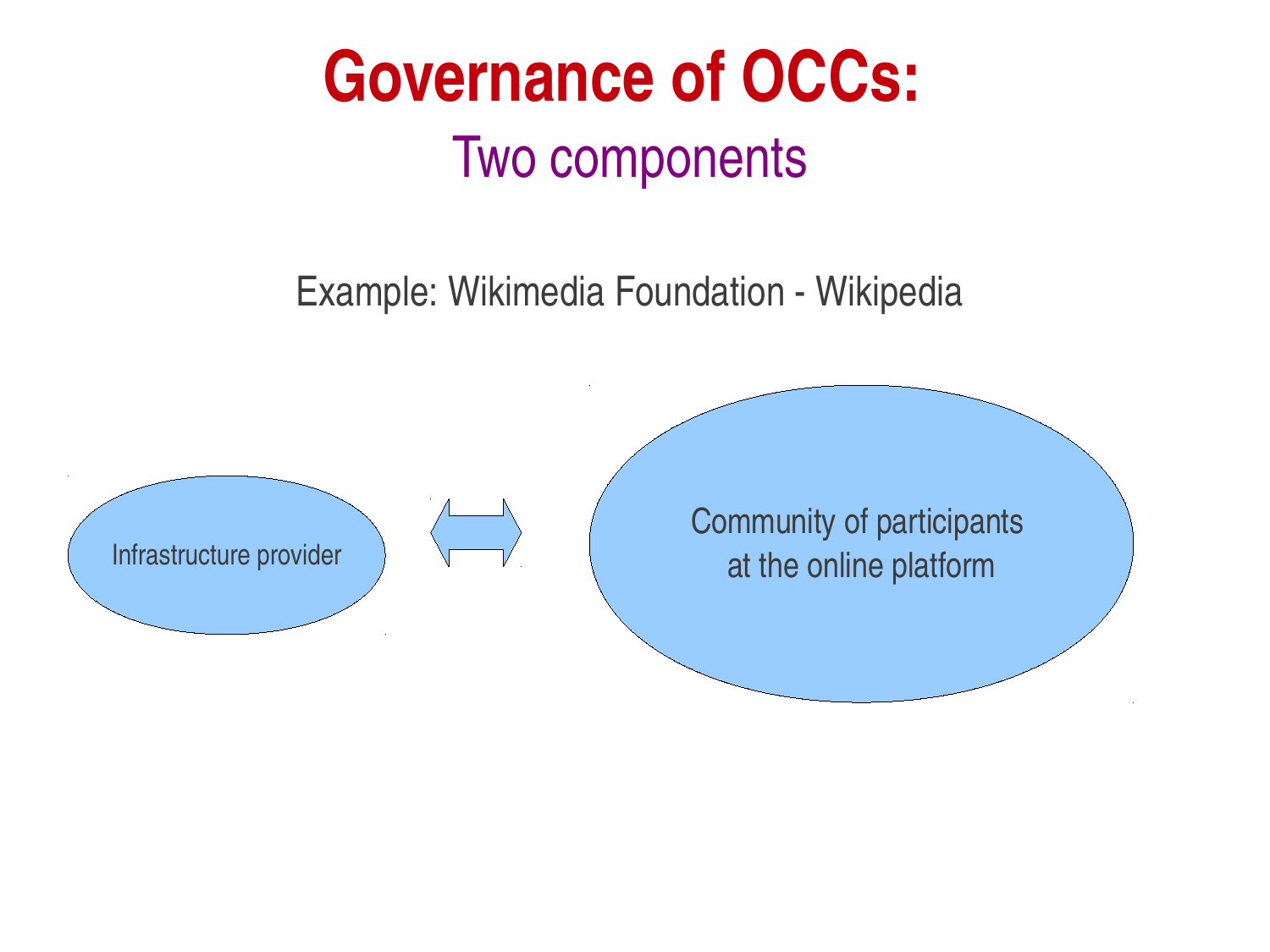# Governance of OCCs:

## Two components

Example: Wikimedia Foundation - Wikipedia

Infrastructure provider

Community of participants at the online platform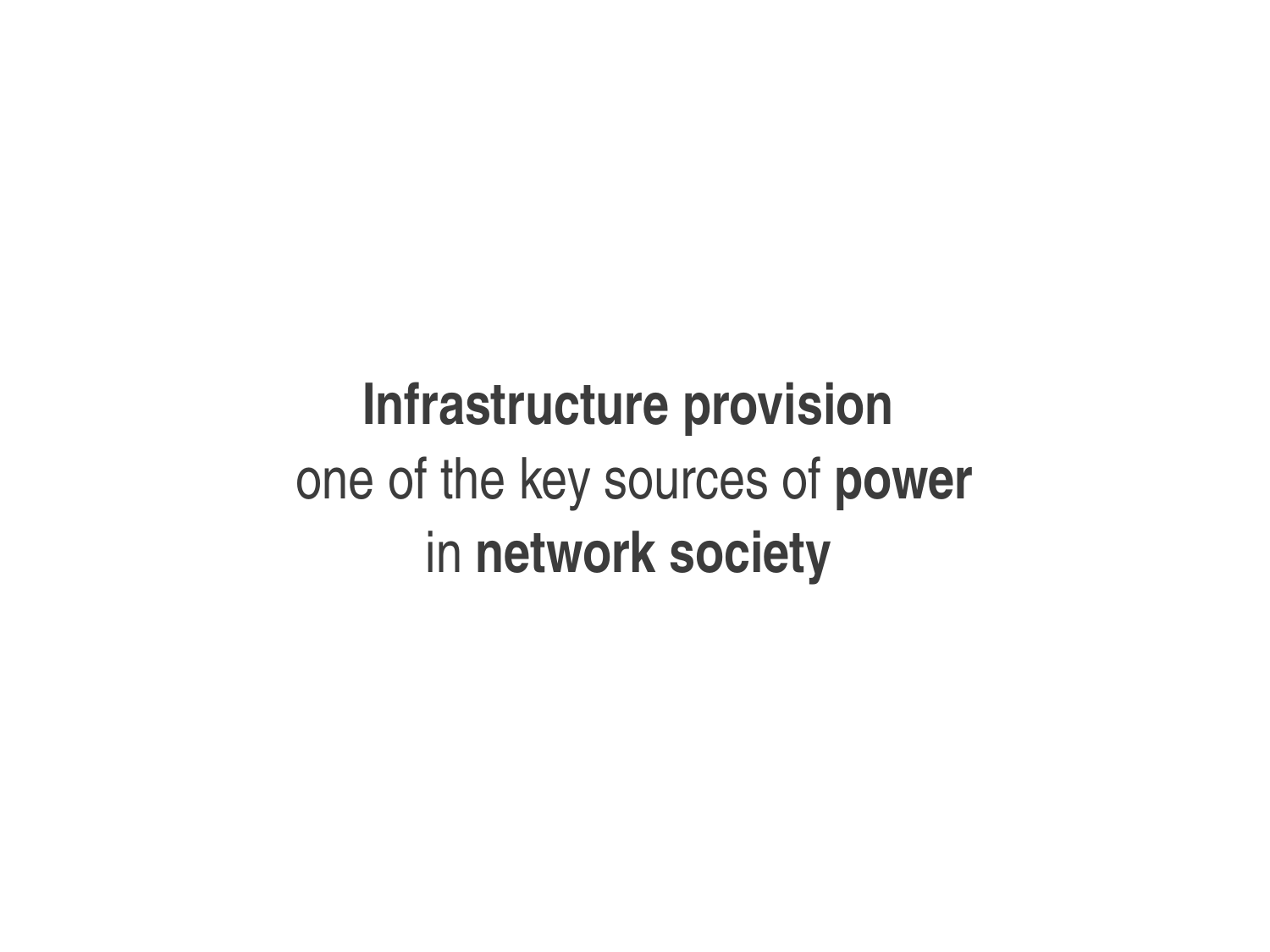**Infrastructure provision**
one of the key sources of **power**
in **network society**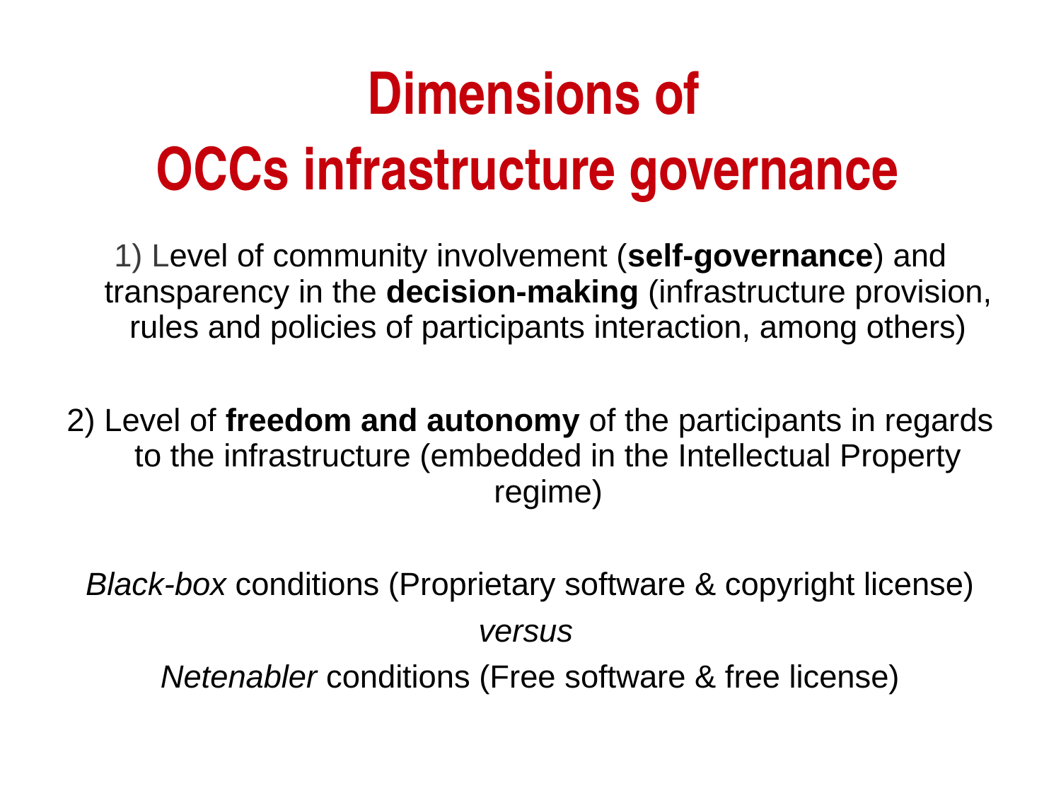# Dimensions of OCCs infrastructure governance

1) Level of community involvement (**self-governance**) and transparency in the **decision-making** (infrastructure provision, rules and policies of participants interaction, among others)

2) Level of **freedom and autonomy** of the participants in regards to the infrastructure (embedded in the Intellectual Property regime)

*Black-box* conditions (Proprietary software & copyright license)

*versus*

*Netenabler* conditions (Free software & free license)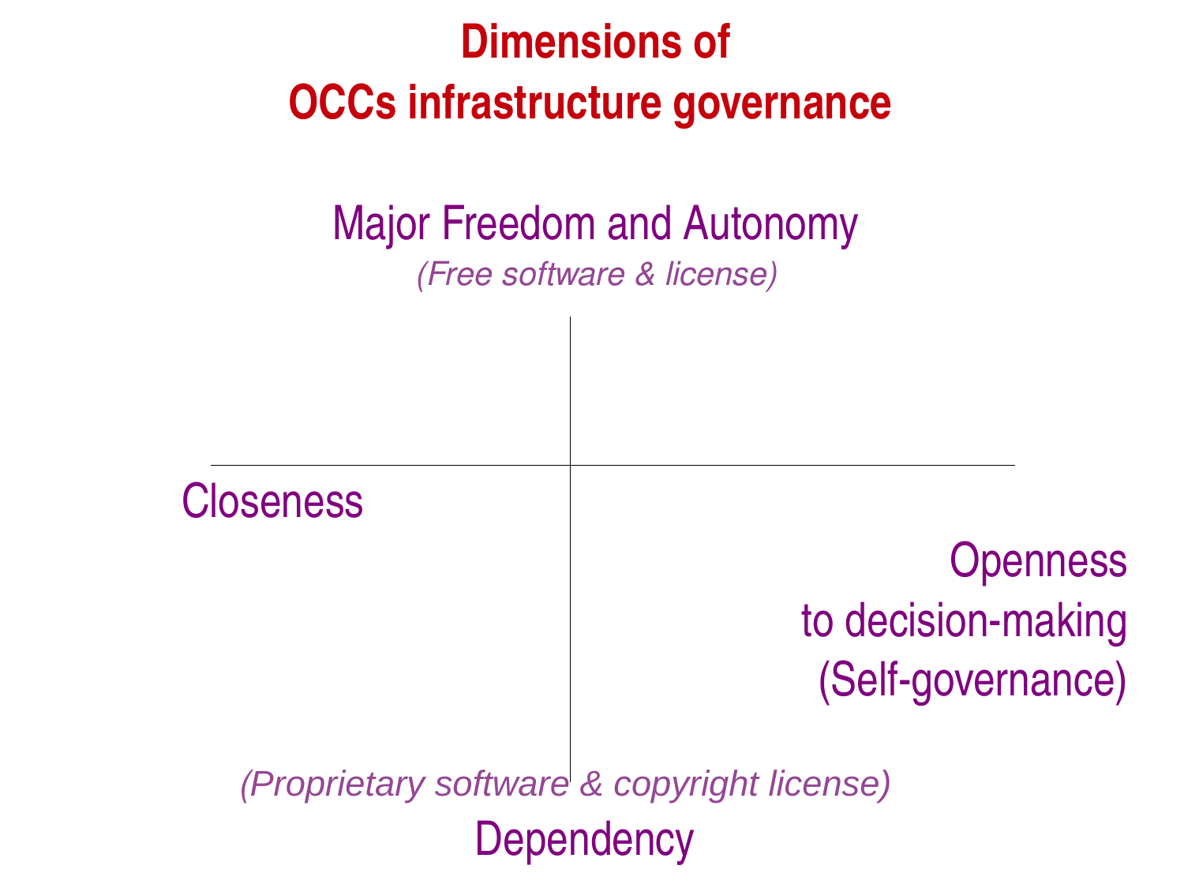# Dimensions of OCCs infrastructure governance

Major Freedom and Autonomy

*(Free software & license)*

Closeness

Openness to decision-making (Self-governance)

*(Proprietary software & copyright license)*

Dependency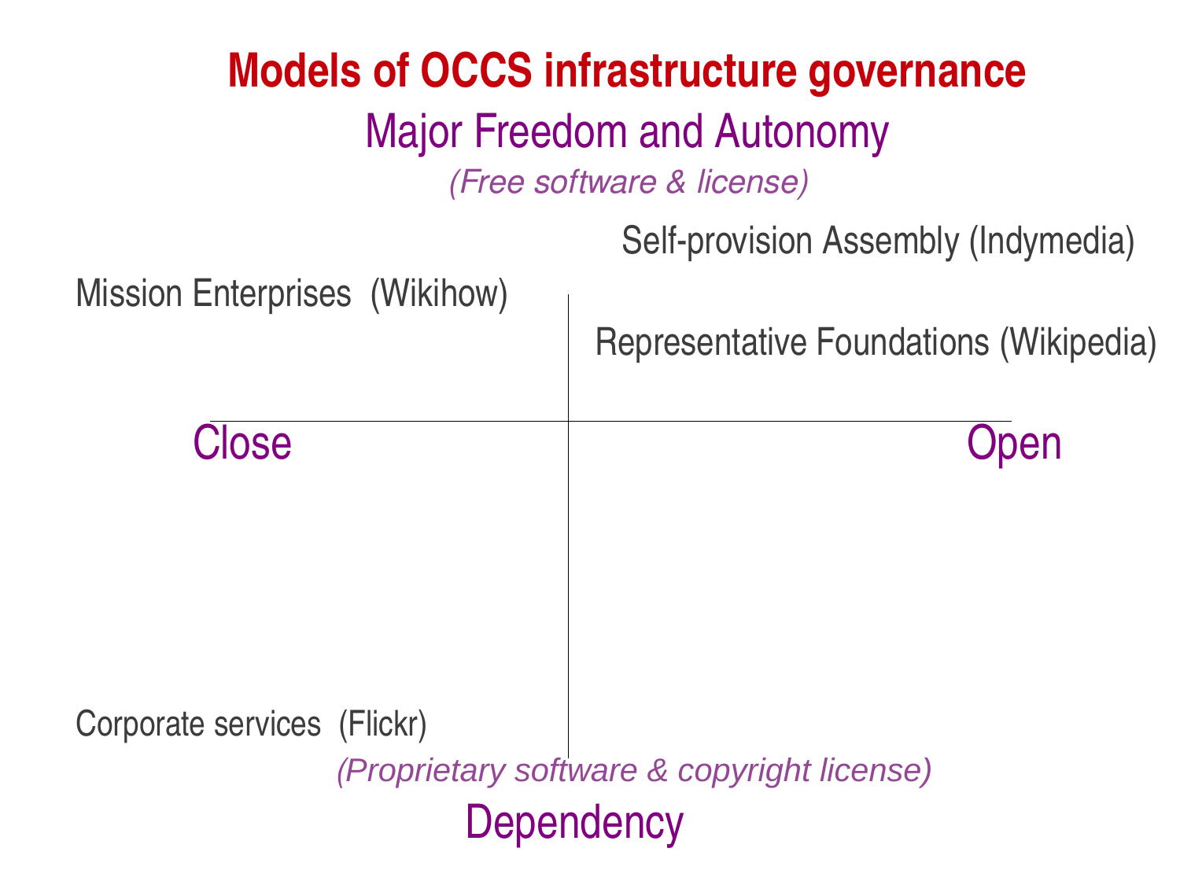# Models of OCCS infrastructure governance

**Major Freedom and Autonomy**

*(Free software & license)*

Self-provision Assembly (Indymedia)

Mission Enterprises (Wikihow)

Representative Foundations (Wikipedia)

Close

Open

Corporate services (Flickr)

*(Proprietary software & copyright license)*

**Dependency**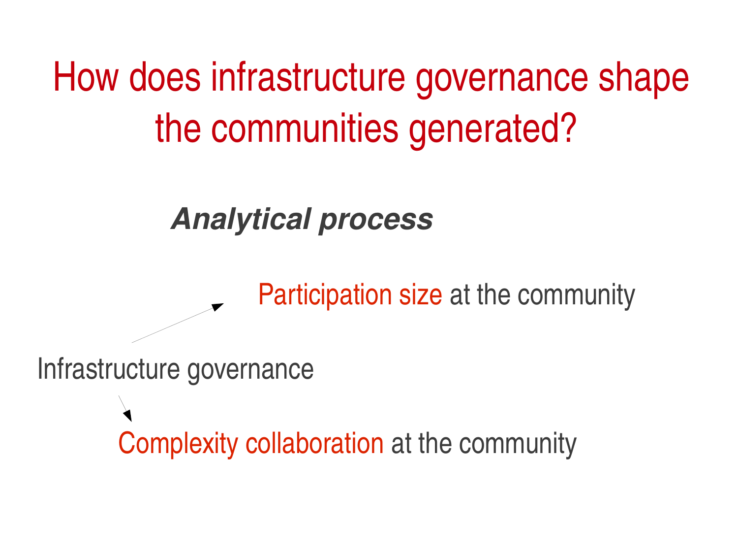# How does infrastructure governance shape the communities generated?

***Analytical process***

Participation size at the community

Infrastructure governance

Complexity collaboration at the community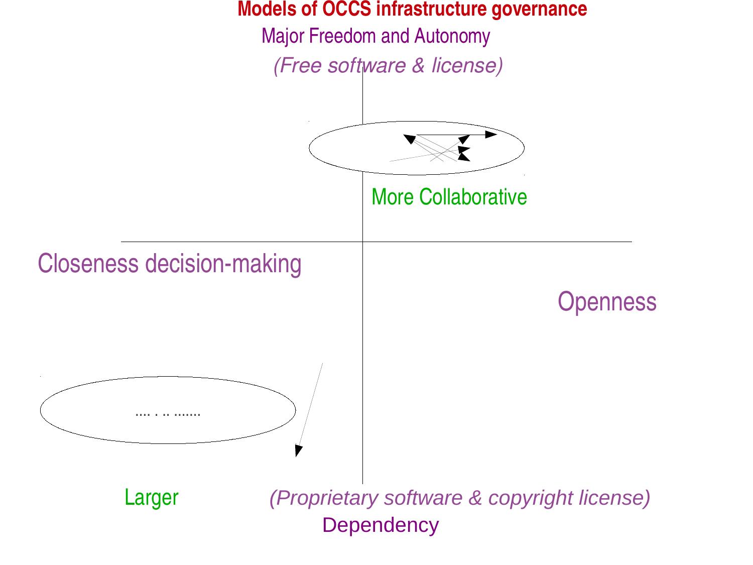# Models of OCCS infrastructure governance

Major Freedom and Autonomy

*(Free software & license)*

More Collaborative

Closeness decision-making

Openness

.... . .. .......

Larger

*(Proprietary software & copyright license)*

Dependency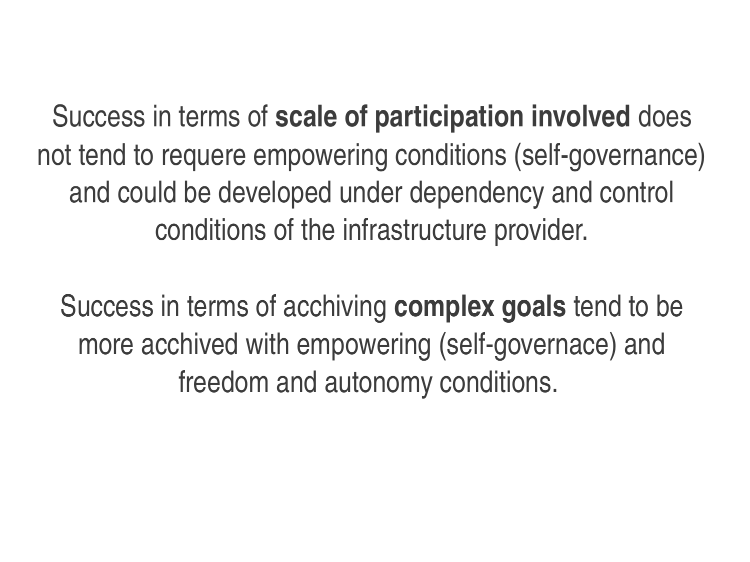Success in terms of **scale of participation involved** does not tend to requere empowering conditions (self-governance) and could be developed under dependency and control conditions of the infrastructure provider.

Success in terms of acchiving **complex goals** tend to be more acchived with empowering (self-governace) and freedom and autonomy conditions.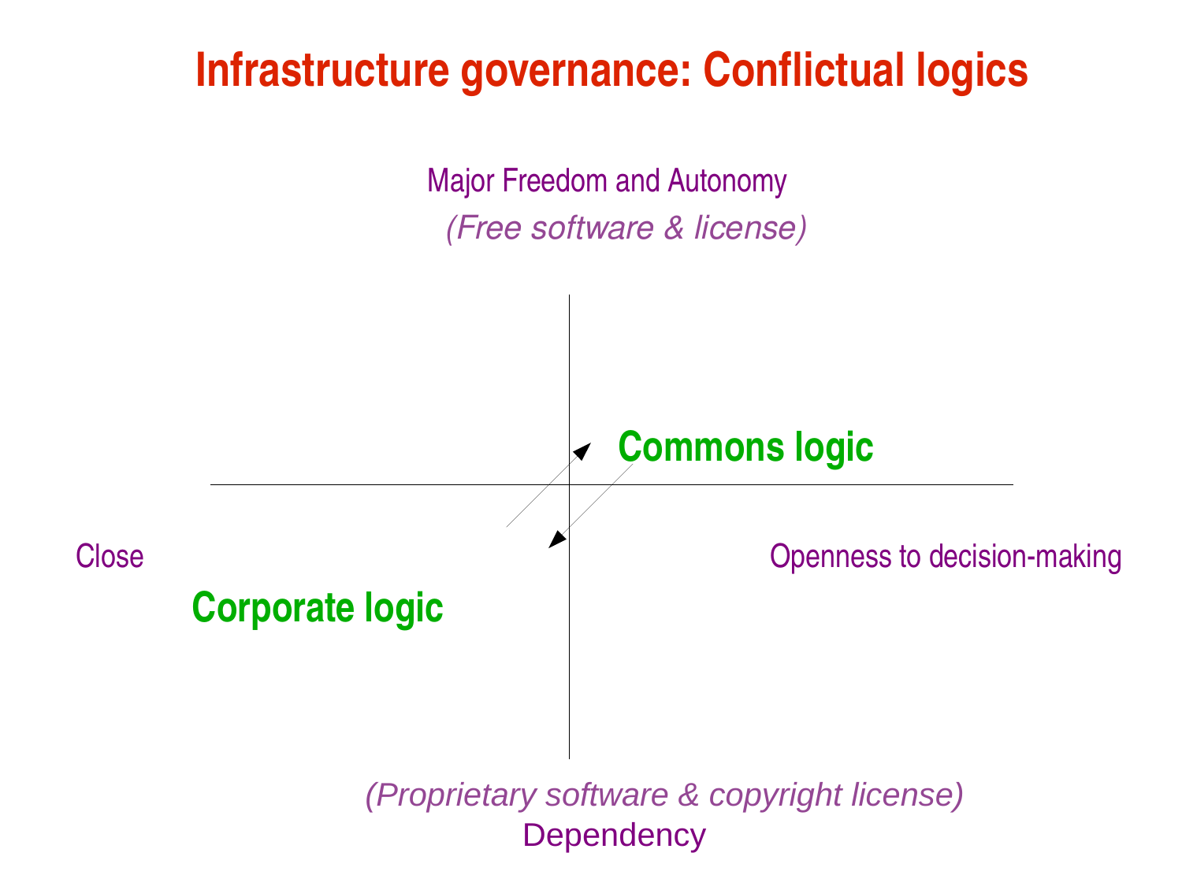# Infrastructure governance: Conflictual logics

Major Freedom and Autonomy

*(Free software & license)*

**Commons logic**

Close

Openness to decision-making

**Corporate logic**

*(Proprietary software & copyright license)*

Dependency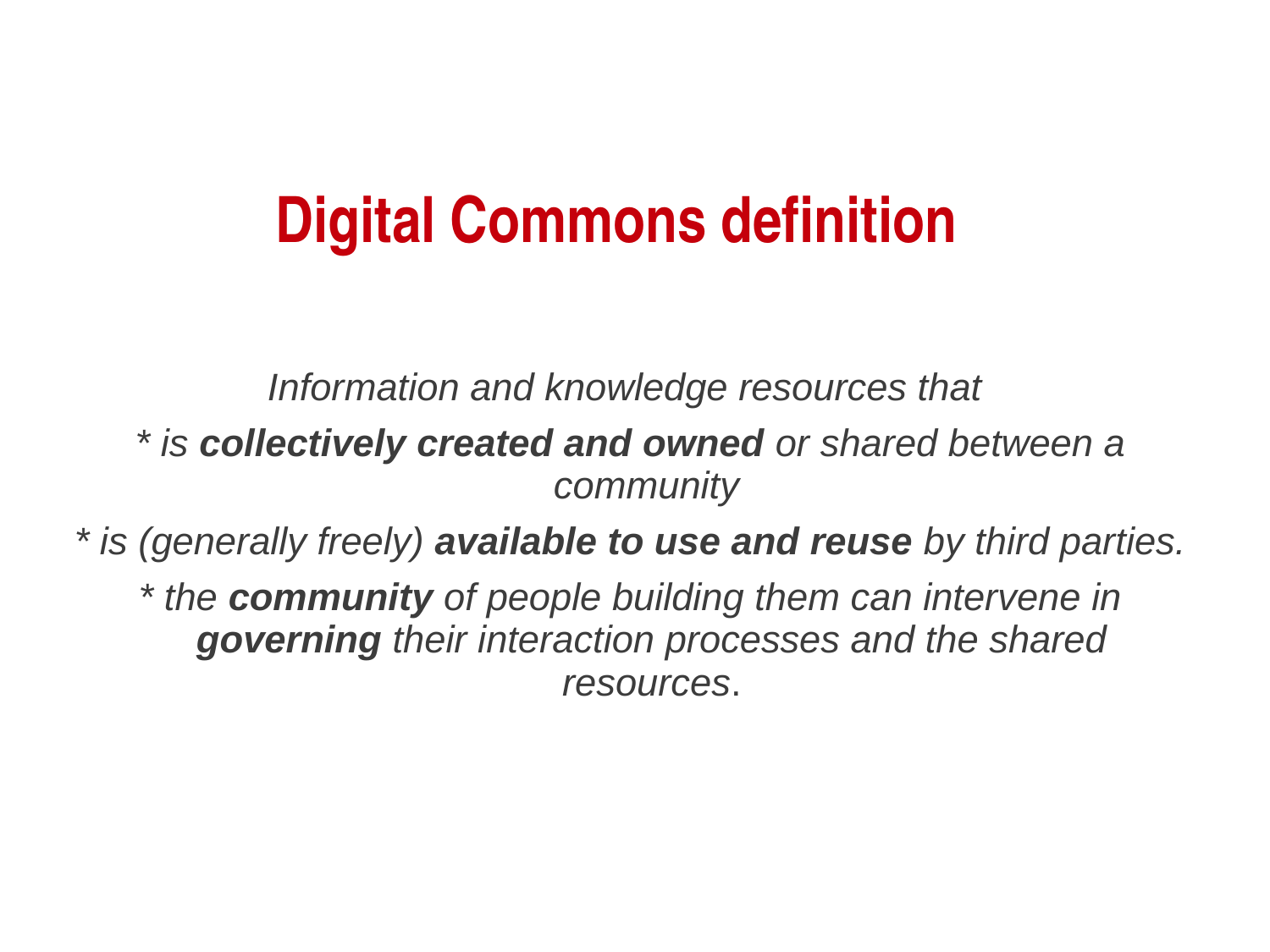# Digital Commons definition

*Information and knowledge resources that*

*\* is **collectively created and owned** or shared between a community*

*\* is (generally freely) **available to use and reuse** by third parties.*

*\* the **community** of people building them can intervene in **governing** their interaction processes and the shared resources*.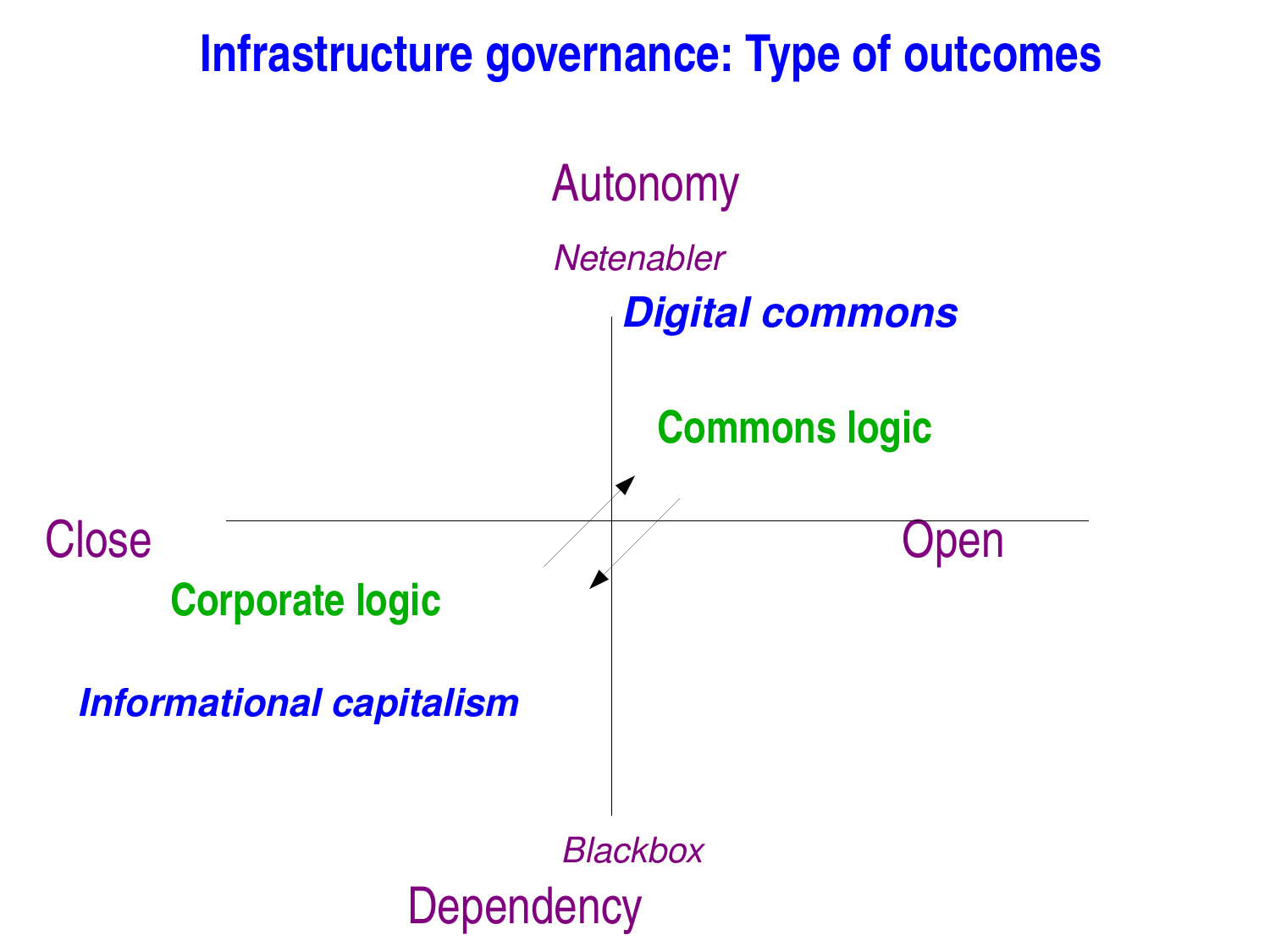# Infrastructure governance: Type of outcomes

Autonomy

*Netenabler*

***Digital commons***

**Commons logic**

Close

Open

**Corporate logic**

***Informational capitalism***

*Blackbox*

Dependency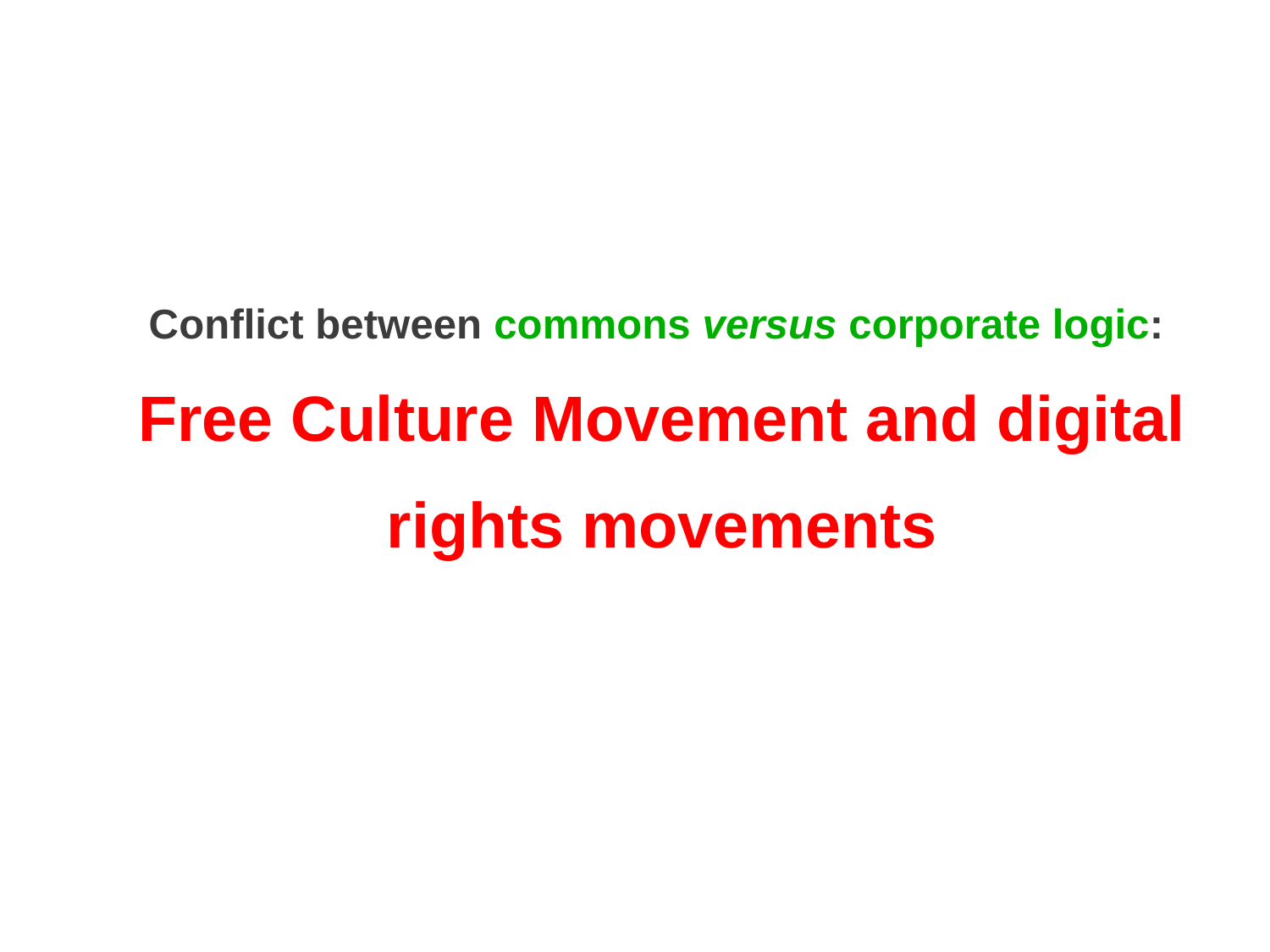**Conflict between commons *versus* corporate logic:**

# Free Culture Movement and digital rights movements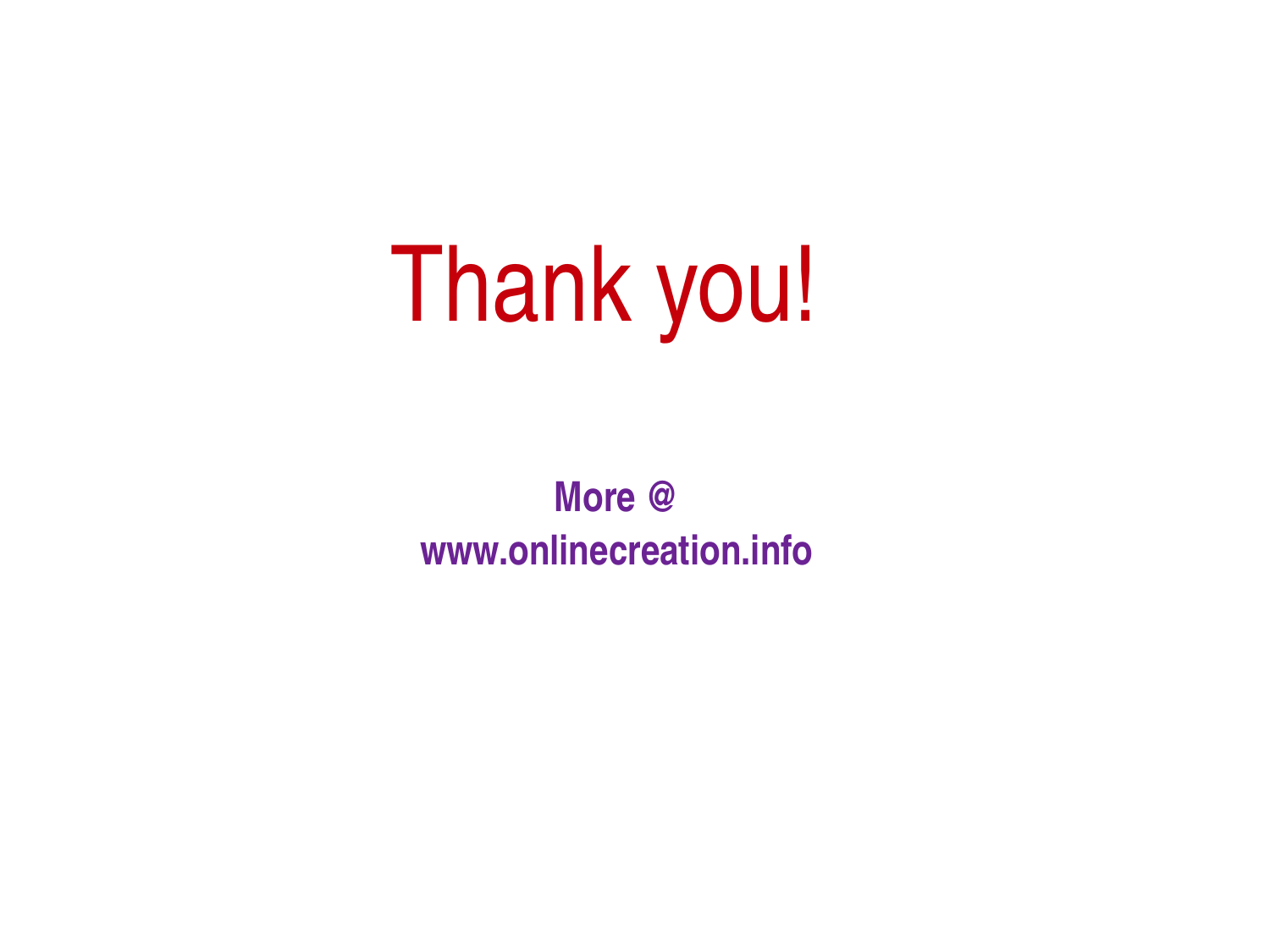# Thank you!

**More @ www.onlinecreation.info**